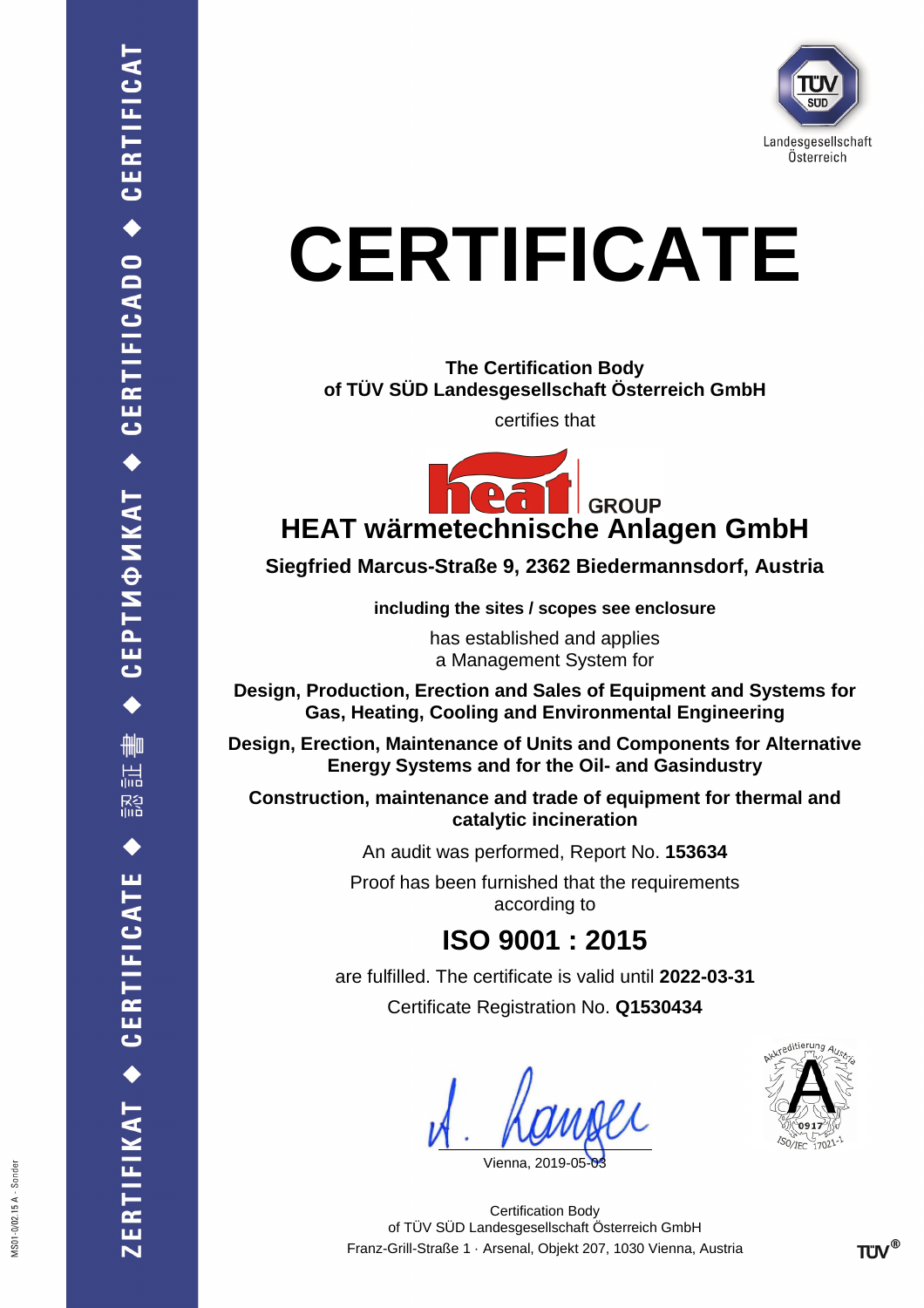TÜV SÜD

Landesgesellschaft Österreich

# CERTIFICATE

**The Certification Body**
**of TÜV SÜD Landesgesellschaft Österreich GmbH**

certifies that

heat GROUP

## HEAT wärmetechnische Anlagen GmbH

**Siegfried Marcus-Straße 9, 2362 Biedermannsdorf, Austria**

**including the sites / scopes see enclosure**

has established and applies
a Management System for

**Design, Production, Erection and Sales of Equipment and Systems for Gas, Heating, Cooling and Environmental Engineering**

**Design, Erection, Maintenance of Units and Components for Alternative Energy Systems and for the Oil- and Gasindustry**

**Construction, maintenance and trade of equipment for thermal and catalytic incineration**

An audit was performed, Report No. **153634**

Proof has been furnished that the requirements according to

## ISO 9001 : 2015

are fulfilled. The certificate is valid until **2022-03-31**

Certificate Registration No. **Q1530434**

Vienna, 2019-05-03

Akkreditierung Austria 0917 ISO/IEC 17021-1

Certification Body
of TÜV SÜD Landesgesellschaft Österreich GmbH
Franz-Grill-Straße 1 · Arsenal, Objekt 207, 1030 Vienna, Austria

ZERTIFIKAT ◆ CERTIFICATE ◆ 認証書 ◆ СЕРТИФИКАТ ◆ CERTIFICADO ◆ CERTIFICAT

MS01-0/02.15 A - Sonder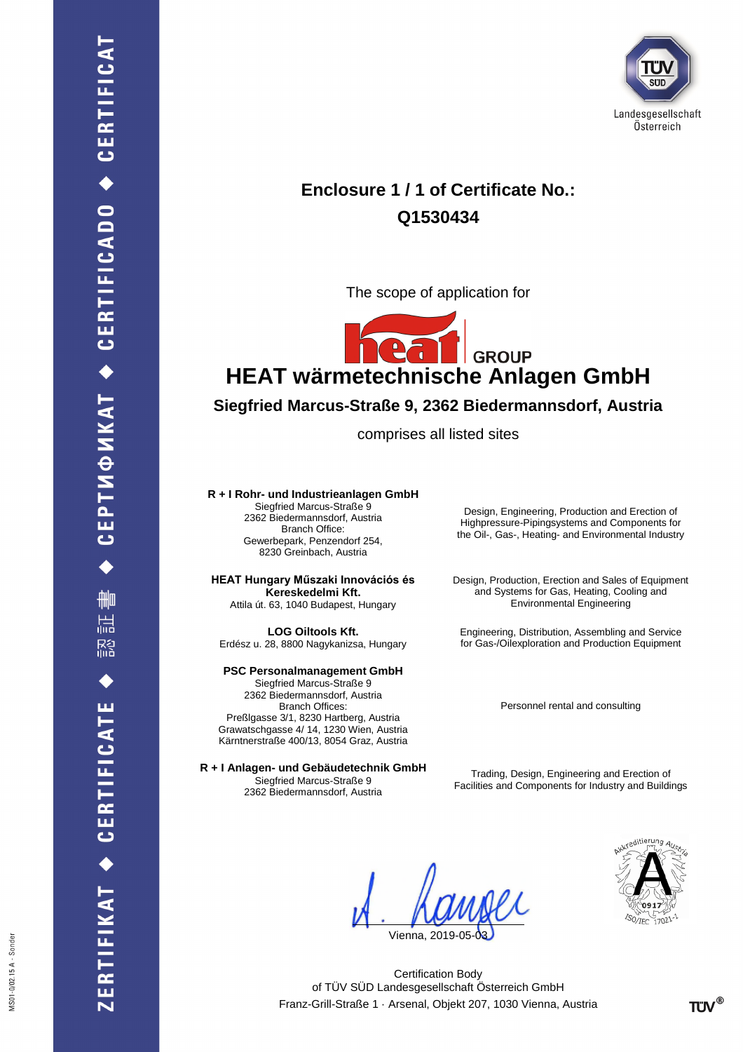TÜV SÜD
Landesgesellschaft Österreich

# Enclosure 1 / 1 of Certificate No.: Q1530434

The scope of application for

heat GROUP

## HEAT wärmetechnische Anlagen GmbH

### Siegfried Marcus-Straße 9, 2362 Biedermannsdorf, Austria

comprises all listed sites

| | |
|---|---|
| **R + I Rohr- und Industrieanlagen GmbH**<br>Siegfried Marcus-Straße 9<br>2362 Biedermannsdorf, Austria<br>Branch Office:<br>Gewerbepark, Penzendorf 254,<br>8230 Greinbach, Austria | Design, Engineering, Production and Erection of Highpressure-Pipingsystems and Components for the Oil-, Gas-, Heating- and Environmental Industry |
| **HEAT Hungary Műszaki Innovációs és Kereskedelmi Kft.**<br>Attila út. 63, 1040 Budapest, Hungary | Design, Production, Erection and Sales of Equipment and Systems for Gas, Heating, Cooling and Environmental Engineering |
| **LOG Oiltools Kft.**<br>Erdész u. 28, 8800 Nagykanizsa, Hungary | Engineering, Distribution, Assembling and Service for Gas-/Oilexploration and Production Equipment |
| **PSC Personalmanagement GmbH**<br>Siegfried Marcus-Straße 9<br>2362 Biedermannsdorf, Austria<br>Branch Offices:<br>Preßlgasse 3/1, 8230 Hartberg, Austria<br>Grawatschgasse 4/ 14, 1230 Wien, Austria<br>Kärntnerstraße 400/13, 8054 Graz, Austria | Personnel rental and consulting |
| **R + I Anlagen- und Gebäudetechnik GmbH**<br>Siegfried Marcus-Straße 9<br>2362 Biedermannsdorf, Austria | Trading, Design, Engineering and Erection of Facilities and Components for Industry and Buildings |

Vienna, 2019-05-03

Akkreditierung Austria
0917
ISO/IEC 17021-1

Certification Body
of TÜV SÜD Landesgesellschaft Österreich GmbH
Franz-Grill-Straße 1 · Arsenal, Objekt 207, 1030 Vienna, Austria